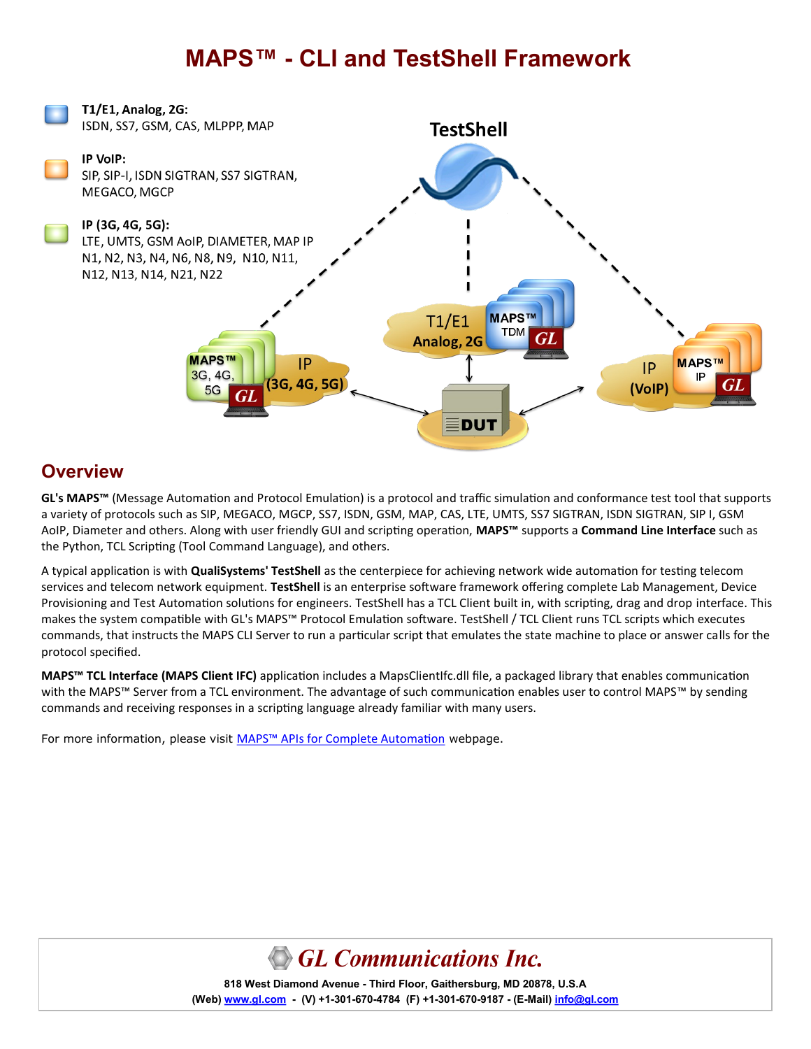# MAPS™ - CLI and TestShell Framework

**T1/E1, Analog, 2G:**
ISDN, SS7, GSM, CAS, MLPPP, MAP

**IP VoIP:**
SIP, SIP-I, ISDN SIGTRAN, SS7 SIGTRAN, MEGACO, MGCP

**IP (3G, 4G, 5G):**
LTE, UMTS, GSM AoIP, DIAMETER, MAP IP N1, N2, N3, N4, N6, N8, N9, N10, N11, N12, N13, N14, N21, N22

## Overview

**GL's MAPS™** (Message Automation and Protocol Emulation) is a protocol and traffic simulation and conformance test tool that supports a variety of protocols such as SIP, MEGACO, MGCP, SS7, ISDN, GSM, MAP, CAS, LTE, UMTS, SS7 SIGTRAN, ISDN SIGTRAN, SIP I, GSM AoIP, Diameter and others. Along with user friendly GUI and scripting operation, **MAPS™** supports a **Command Line Interface** such as the Python, TCL Scripting (Tool Command Language), and others.

A typical application is with **QualiSystems' TestShell** as the centerpiece for achieving network wide automation for testing telecom services and telecom network equipment. **TestShell** is an enterprise software framework offering complete Lab Management, Device Provisioning and Test Automation solutions for engineers. TestShell has a TCL Client built in, with scripting, drag and drop interface. This makes the system compatible with GL's MAPS™ Protocol Emulation software. TestShell / TCL Client runs TCL scripts which executes commands, that instructs the MAPS CLI Server to run a particular script that emulates the state machine to place or answer calls for the protocol specified.

**MAPS™ TCL Interface (MAPS Client IFC)** application includes a MapsClientIfc.dll file, a packaged library that enables communication with the MAPS™ Server from a TCL environment. The advantage of such communication enables user to control MAPS™ by sending commands and receiving responses in a scripting language already familiar with many users.

For more information, please visit MAPS™ APIs for Complete Automation webpage.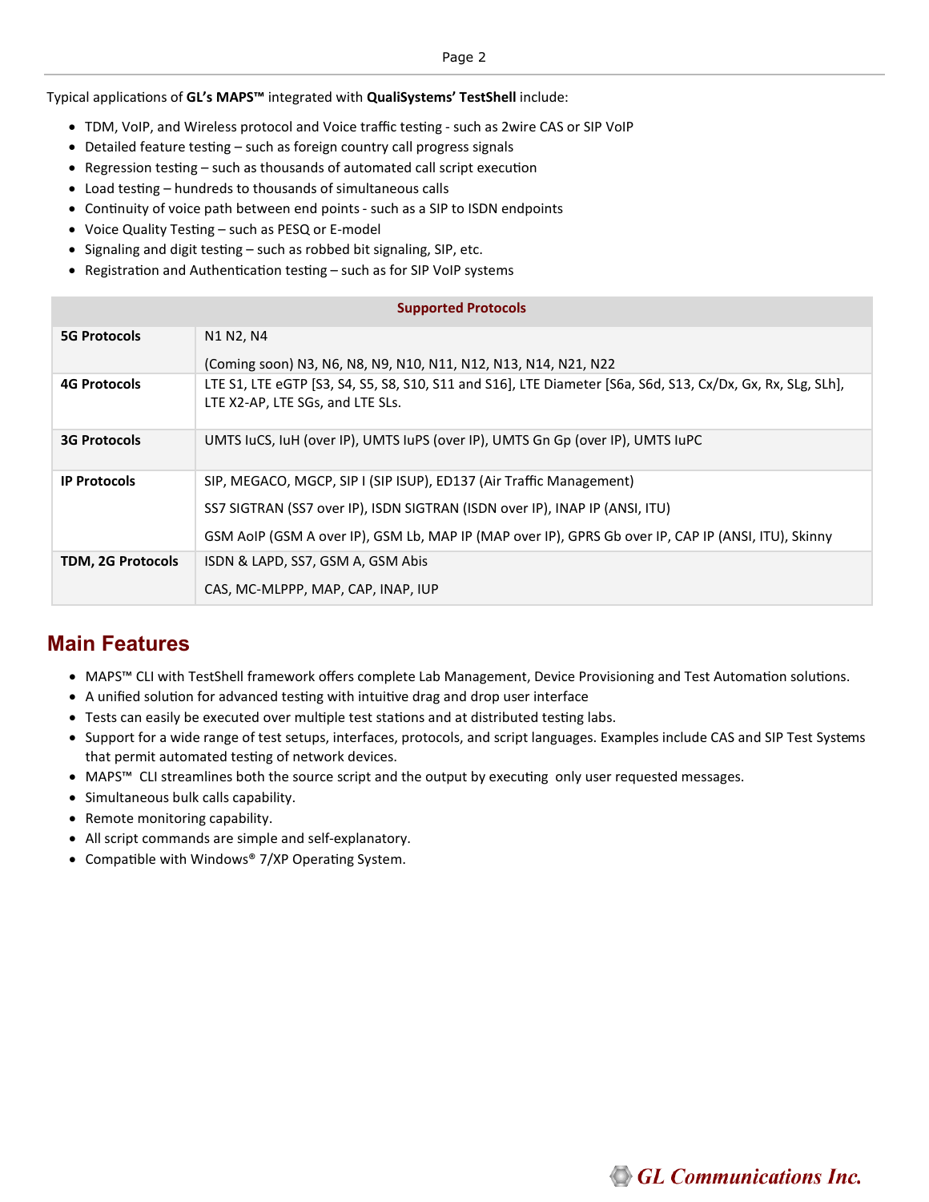Typical applications of **GL's MAPS™** integrated with **QualiSystems' TestShell** include:

- TDM, VoIP, and Wireless protocol and Voice traffic testing - such as 2wire CAS or SIP VoIP
- Detailed feature testing – such as foreign country call progress signals
- Regression testing – such as thousands of automated call script execution
- Load testing – hundreds to thousands of simultaneous calls
- Continuity of voice path between end points - such as a SIP to ISDN endpoints
- Voice Quality Testing – such as PESQ or E-model
- Signaling and digit testing – such as robbed bit signaling, SIP, etc.
- Registration and Authentication testing – such as for SIP VoIP systems

| Supported Protocols | |
|---|---|
| **5G Protocols** | N1 N2, N4<br><br>(Coming soon) N3, N6, N8, N9, N10, N11, N12, N13, N14, N21, N22 |
| **4G Protocols** | LTE S1, LTE eGTP [S3, S4, S5, S8, S10, S11 and S16], LTE Diameter [S6a, S6d, S13, Cx/Dx, Gx, Rx, SLg, SLh], LTE X2-AP, LTE SGs, and LTE SLs. |
| **3G Protocols** | UMTS IuCS, IuH (over IP), UMTS IuPS (over IP), UMTS Gn Gp (over IP), UMTS IuPC |
| **IP Protocols** | SIP, MEGACO, MGCP, SIP I (SIP ISUP), ED137 (Air Traffic Management)<br><br>SS7 SIGTRAN (SS7 over IP), ISDN SIGTRAN (ISDN over IP), INAP IP (ANSI, ITU)<br><br>GSM AoIP (GSM A over IP), GSM Lb, MAP IP (MAP over IP), GPRS Gb over IP, CAP IP (ANSI, ITU), Skinny |
| **TDM, 2G Protocols** | ISDN & LAPD, SS7, GSM A, GSM Abis<br><br>CAS, MC-MLPPP, MAP, CAP, INAP, IUP |

## Main Features

- MAPS™ CLI with TestShell framework offers complete Lab Management, Device Provisioning and Test Automation solutions.
- A unified solution for advanced testing with intuitive drag and drop user interface
- Tests can easily be executed over multiple test stations and at distributed testing labs.
- Support for a wide range of test setups, interfaces, protocols, and script languages. Examples include CAS and SIP Test Systems that permit automated testing of network devices.
- MAPS™ CLI streamlines both the source script and the output by executing only user requested messages.
- Simultaneous bulk calls capability.
- Remote monitoring capability.
- All script commands are simple and self-explanatory.
- Compatible with Windows® 7/XP Operating System.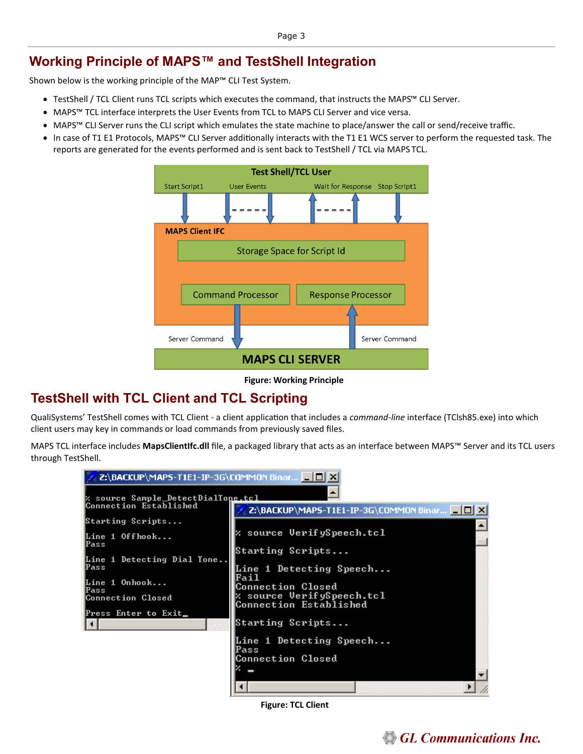## Working Principle of MAPS™ and TestShell Integration

Shown below is the working principle of the MAP™ CLI Test System.

- TestShell / TCL Client runs TCL scripts which executes the command, that instructs the MAPS™ CLI Server.
- MAPS™ TCL interface interprets the User Events from TCL to MAPS CLI Server and vice versa.
- MAPS™ CLI Server runs the CLI script which emulates the state machine to place/answer the call or send/receive traffic.
- In case of T1 E1 Protocols, MAPS™ CLI Server additionally interacts with the T1 E1 WCS server to perform the requested task. The reports are generated for the events performed and is sent back to TestShell / TCL via MAPS TCL.

Test Shell/TCL User

Start Script1 User Events Wait for Response Stop Script1

MAPS Client IFC

Storage Space for Script Id

Command Processor Response Processor

Server Command Server Command

MAPS CLI SERVER

**Figure: Working Principle**

## TestShell with TCL Client and TCL Scripting

QualiSystems' TestShell comes with TCL Client - a client application that includes a *command-line* interface (TClsh85.exe) into which client users may key in commands or load commands from previously saved files.

MAPS TCL interface includes **MapsClientIfc.dll** file, a packaged library that acts as an interface between MAPS™ Server and its TCL users through TestShell.

```
Z:\BACKUP\MAPS-T1E1-IP-3G\COMMON Binar...

% source Sample_DetectDialTone.tcl
Connection Established

Starting Scripts...

Line 1 Offhook...
Pass

Line 1 Detecting Dial Tone..
Pass

Line 1 Onhook...
Pass
Connection Closed

Press Enter to Exit_
```

```
Z:\BACKUP\MAPS-T1E1-IP-3G\COMMON Binar...

% source VerifySpeech.tcl

Starting Scripts...

Line 1 Detecting Speech...
Fail
Connection Closed
% source VerifySpeech.tcl
Connection Established

Starting Scripts...

Line 1 Detecting Speech...
Pass
Connection Closed
% _
```

**Figure: TCL Client**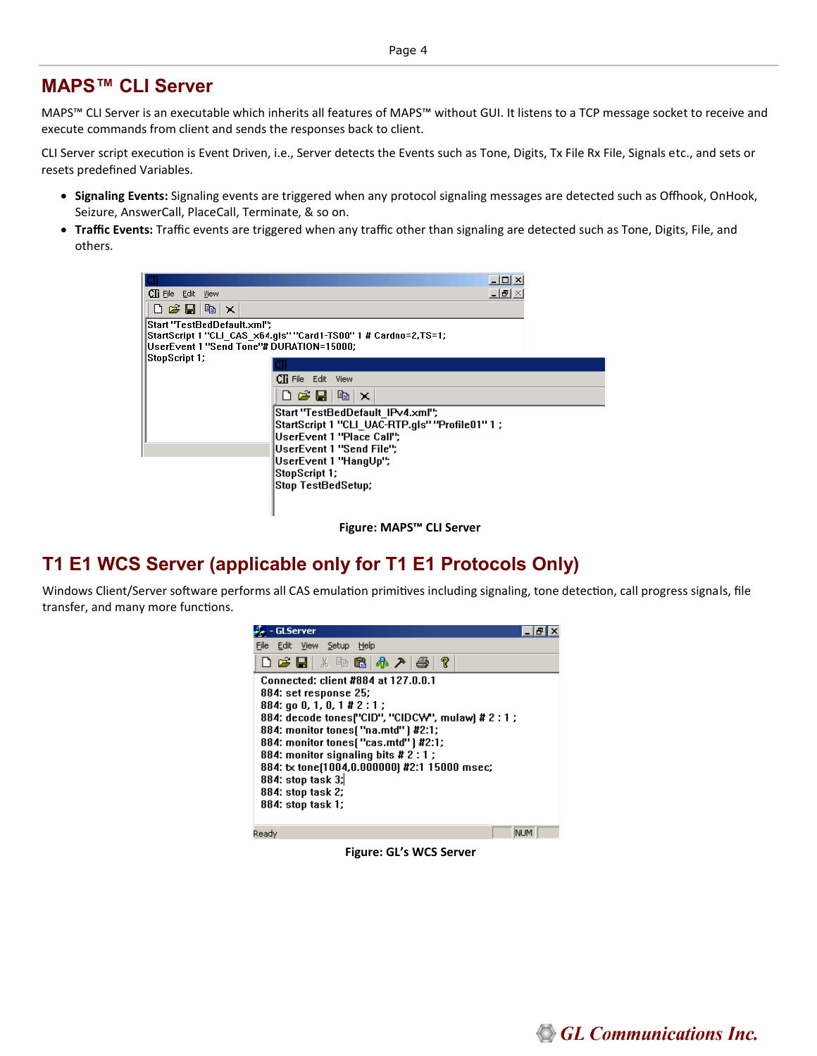## MAPS™ CLI Server

MAPS™ CLI Server is an executable which inherits all features of MAPS™ without GUI. It listens to a TCP message socket to receive and execute commands from client and sends the responses back to client.

CLI Server script execution is Event Driven, i.e., Server detects the Events such as Tone, Digits, Tx File Rx File, Signals etc., and sets or resets predefined Variables.

- **Signaling Events:** Signaling events are triggered when any protocol signaling messages are detected such as Offhook, OnHook, Seizure, AnswerCall, PlaceCall, Terminate, & so on.
- **Traffic Events:** Traffic events are triggered when any traffic other than signaling are detected such as Tone, Digits, File, and others.

```
Start "TestBedDefault.xml";
StartScript 1 "CLI_CAS_x64.gls" "Card1-TS00" 1 # Cardno=2,TS=1;
UserEvent 1 "Send Tone"# DURATION=15000;
StopScript 1;
```

```
Start "TestBedDefault_IPv4.xml";
StartScript 1 "CLI_UAC-RTP.gls" "Profile01" 1 ;
UserEvent 1 "Place Call";
UserEvent 1 "Send File";
UserEvent 1 "HangUp";
StopScript 1;
Stop TestBedSetup;
```

**Figure: MAPS™ CLI Server**

## T1 E1 WCS Server (applicable only for T1 E1 Protocols Only)

Windows Client/Server software performs all CAS emulation primitives including signaling, tone detection, call progress signals, file transfer, and many more functions.

```
Connected: client #884 at 127.0.0.1
884: set response 25;
884: go 0, 1, 0, 1 # 2 : 1 ;
884: decode tones("CID", "CIDCW", mulaw) # 2 : 1 ;
884: monitor tones( "na.mtd" ) #2:1;
884: monitor tones( "cas.mtd" ) #2:1;
884: monitor signaling bits # 2 : 1 ;
884: tx tone(1004,0.000000) #2:1 15000 msec;
884: stop task 3;
884: stop task 2;
884: stop task 1;
```

**Figure: GL's WCS Server**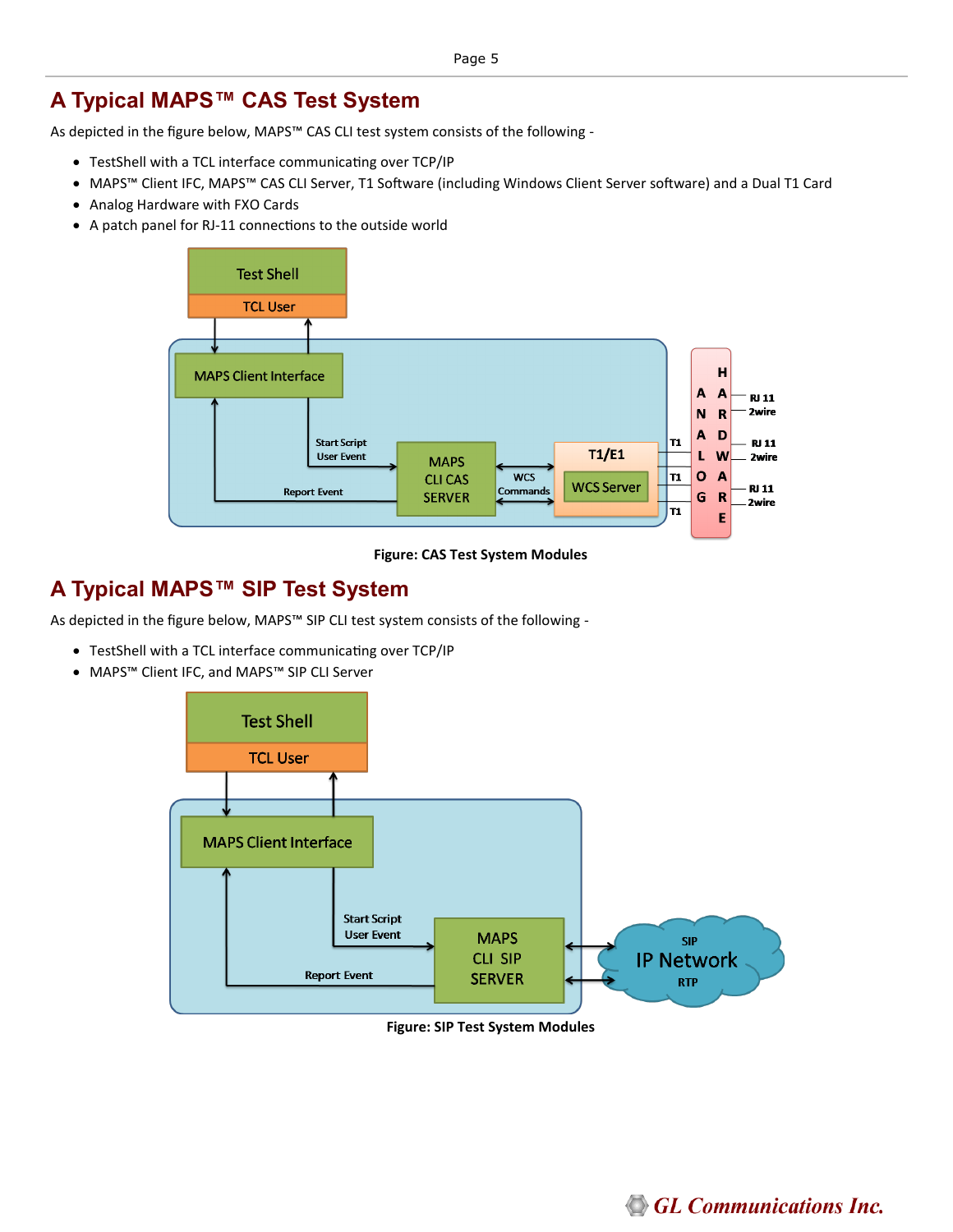## A Typical MAPS™ CAS Test System

As depicted in the figure below, MAPS™ CAS CLI test system consists of the following -

- TestShell with a TCL interface communicating over TCP/IP
- MAPS™ Client IFC, MAPS™ CAS CLI Server, T1 Software (including Windows Client Server software) and a Dual T1 Card
- Analog Hardware with FXO Cards
- A patch panel for RJ-11 connections to the outside world

Figure: CAS Test System Modules

## A Typical MAPS™ SIP Test System

As depicted in the figure below, MAPS™ SIP CLI test system consists of the following -

- TestShell with a TCL interface communicating over TCP/IP
- MAPS™ Client IFC, and MAPS™ SIP CLI Server

Figure: SIP Test System Modules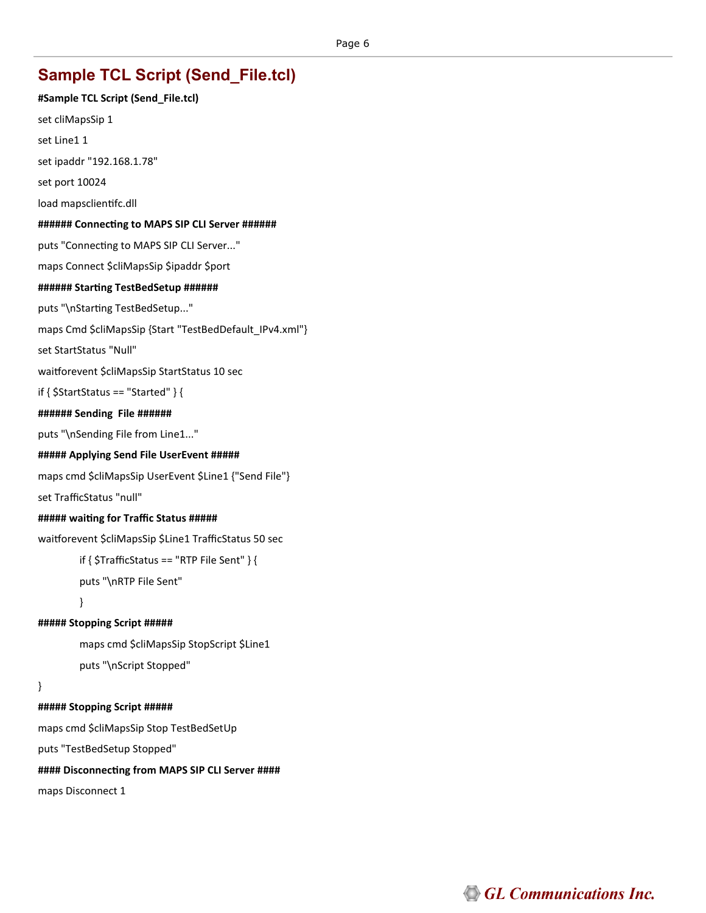## Sample TCL Script (Send_File.tcl)

```
#Sample TCL Script (Send_File.tcl)
set cliMapsSip 1
set Line1 1
set ipaddr "192.168.1.78"
set port 10024
load mapsclientifc.dll
###### Connecting to MAPS SIP CLI Server ######
puts "Connecting to MAPS SIP CLI Server..."
maps Connect $cliMapsSip $ipaddr $port
###### Starting TestBedSetup ######
puts "\nStarting TestBedSetup..."
maps Cmd $cliMapsSip {Start "TestBedDefault_IPv4.xml"}
set StartStatus "Null"
waitforevent $cliMapsSip StartStatus 10 sec
if { $StartStatus == "Started" } {
###### Sending  File ######
puts "\nSending File from Line1..."
##### Applying Send File UserEvent #####
maps cmd $cliMapsSip UserEvent $Line1 {"Send File"}
set TrafficStatus "null"
##### waiting for Traffic Status #####
waitforevent $cliMapsSip $Line1 TrafficStatus 50 sec
        if { $TrafficStatus == "RTP File Sent" } {
        puts "\nRTP File Sent"
        }
##### Stopping Script #####
        maps cmd $cliMapsSip StopScript $Line1
        puts "\nScript Stopped"
}
##### Stopping Script #####
maps cmd $cliMapsSip Stop TestBedSetUp
puts "TestBedSetup Stopped"
#### Disconnecting from MAPS SIP CLI Server ####
maps Disconnect 1
```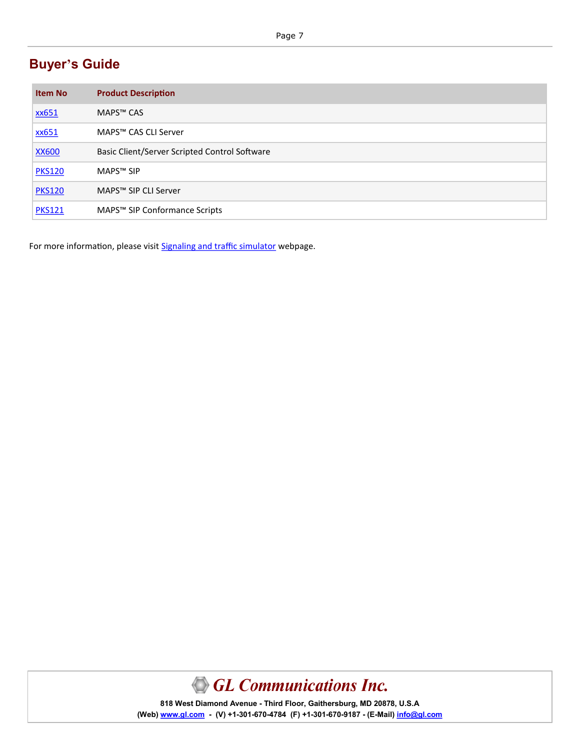## Buyer's Guide

| Item No | Product Description |
|---|---|
| xx651 | MAPS™ CAS |
| xx651 | MAPS™ CAS CLI Server |
| XX600 | Basic Client/Server Scripted Control Software |
| PKS120 | MAPS™ SIP |
| PKS120 | MAPS™ SIP CLI Server |
| PKS121 | MAPS™ SIP Conformance Scripts |

For more information, please visit Signaling and traffic simulator webpage.

**GL Communications Inc.**

**818 West Diamond Avenue - Third Floor, Gaithersburg, MD 20878, U.S.A**

**(Web) www.gl.com - (V) +1-301-670-4784 (F) +1-301-670-9187 - (E-Mail) info@gl.com**